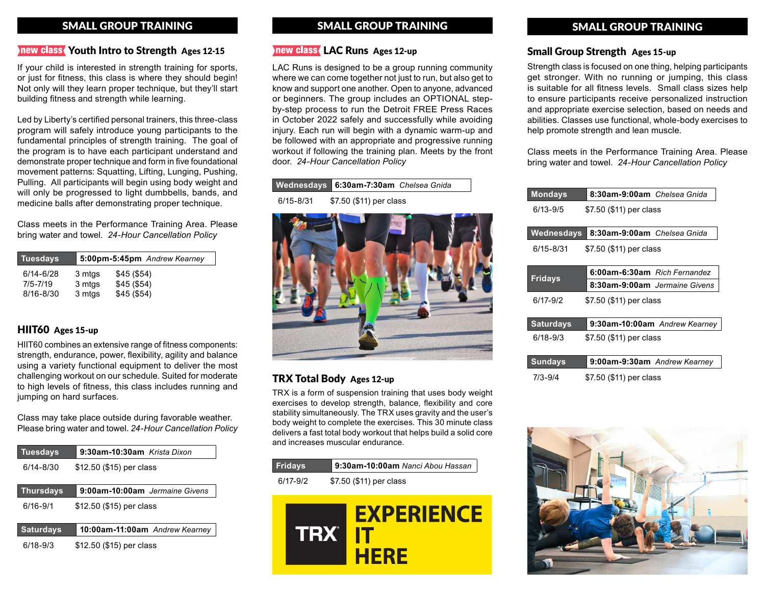## SMALL GROUP TRAINING

### new class Youth Intro to Strength Ages 12-15

If your child is interested in strength training for sports, or just for fitness, this class is where they should begin! Not only will they learn proper technique, but they'll start building fitness and strength while learning.

Led by Liberty's certified personal trainers, this three-class program will safely introduce young participants to the fundamental principles of strength training. The goal of the program is to have each participant understand and demonstrate proper technique and form in five foundational movement patterns: Squatting, Lifting, Lunging, Pushing, Pulling. All participants will begin using body weight and will only be progressed to light dumbbells, bands, and medicine balls after demonstrating proper technique.

Class meets in the Performance Training Area. Please bring water and towel. *24-Hour Cancellation Policy*

| Tuesdays | 5:00pm-5:45pm *Andrew Kearney* | |
|---|---|---|
| 6/14-6/28 | 3 mtgs | $45 ($54) |
| 7/5-7/19 | 3 mtgs | $45 ($54) |
| 8/16-8/30 | 3 mtgs | $45 ($54) |

### HIIT60 Ages 15-up

HIIT60 combines an extensive range of fitness components: strength, endurance, power, flexibility, agility and balance using a variety functional equipment to deliver the most challenging workout on our schedule. Suited for moderate to high levels of fitness, this class includes running and jumping on hard surfaces.

Class may take place outside during favorable weather. Please bring water and towel. *24-Hour Cancellation Policy*

| Tuesdays | 9:30am-10:30am *Krista Dixon* |
|---|---|
| 6/14-8/30 | $12.50 ($15) per class |
| **Thursdays** | **9:00am-10:00am** *Jermaine Givens* |
| 6/16-9/1 | $12.50 ($15) per class |
| **Saturdays** | **10:00am-11:00am** *Andrew Kearney* |
| 6/18-9/3 | $12.50 ($15) per class |

## SMALL GROUP TRAINING

### new class LAC Runs Ages 12-up

LAC Runs is designed to be a group running community where we can come together not just to run, but also get to know and support one another. Open to anyone, advanced or beginners. The group includes an OPTIONAL step-by-step process to run the Detroit FREE Press Races in October 2022 safely and successfully while avoiding injury. Each run will begin with a dynamic warm-up and be followed with an appropriate and progressive running workout if following the training plan. Meets by the front door. *24-Hour Cancellation Policy*

| Wednesdays | 6:30am-7:30am *Chelsea Gnida* |
|---|---|
| 6/15-8/31 | $7.50 ($11) per class |

### TRX Total Body Ages 12-up

TRX is a form of suspension training that uses body weight exercises to develop strength, balance, flexibility and core stability simultaneously. The TRX uses gravity and the user's body weight to complete the exercises. This 30 minute class delivers a fast total body workout that helps build a solid core and increases muscular endurance.

| Fridays | 9:30am-10:00am *Nanci Abou Hassan* |
|---|---|
| 6/17-9/2 | $7.50 ($11) per class |

TRX EXPERIENCE IT HERE

## SMALL GROUP TRAINING

### Small Group Strength Ages 15-up

Strength class is focused on one thing, helping participants get stronger. With no running or jumping, this class is suitable for all fitness levels. Small class sizes help to ensure participants receive personalized instruction and appropriate exercise selection, based on needs and abilities. Classes use functional, whole-body exercises to help promote strength and lean muscle.

Class meets in the Performance Training Area. Please bring water and towel. *24-Hour Cancellation Policy*

| Mondays | 8:30am-9:00am *Chelsea Gnida* |
|---|---|
| 6/13-9/5 | $7.50 ($11) per class |
| **Wednesdays** | **8:30am-9:00am** *Chelsea Gnida* |
| 6/15-8/31 | $7.50 ($11) per class |
| **Fridays** | **6:00am-6:30am** *Rich Fernandez* |
| | **8:30am-9:00am** *Jermaine Givens* |
| 6/17-9/2 | $7.50 ($11) per class |
| **Saturdays** | **9:30am-10:00am** *Andrew Kearney* |
| 6/18-9/3 | $7.50 ($11) per class |
| **Sundays** | **9:00am-9:30am** *Andrew Kearney* |
| 7/3-9/4 | $7.50 ($11) per class |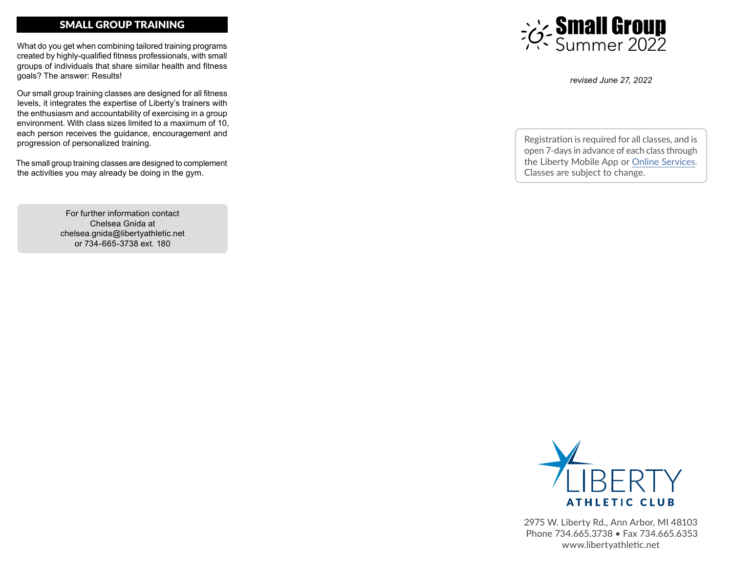## SMALL GROUP TRAINING

What do you get when combining tailored training programs created by highly-qualified fitness professionals, with small groups of individuals that share similar health and fitness goals? The answer: Results!

Our small group training classes are designed for all fitness levels, it integrates the expertise of Liberty's trainers with the enthusiasm and accountability of exercising in a group environment. With class sizes limited to a maximum of 10, each person receives the guidance, encouragement and progression of personalized training.

The small group training classes are designed to complement the activities you may already be doing in the gym.

For further information contact
Chelsea Gnida at
chelsea.gnida@libertyathletic.net
or 734-665-3738 ext. 180

# Small Group
Summer 2022

*revised June 27, 2022*

Registration is required for all classes, and is open 7-days in advance of each class through the Liberty Mobile App or Online Services. Classes are subject to change.

LIBERTY
ATHLETIC CLUB

2975 W. Liberty Rd., Ann Arbor, MI 48103
Phone 734.665.3738 • Fax 734.665.6353
www.libertyathletic.net